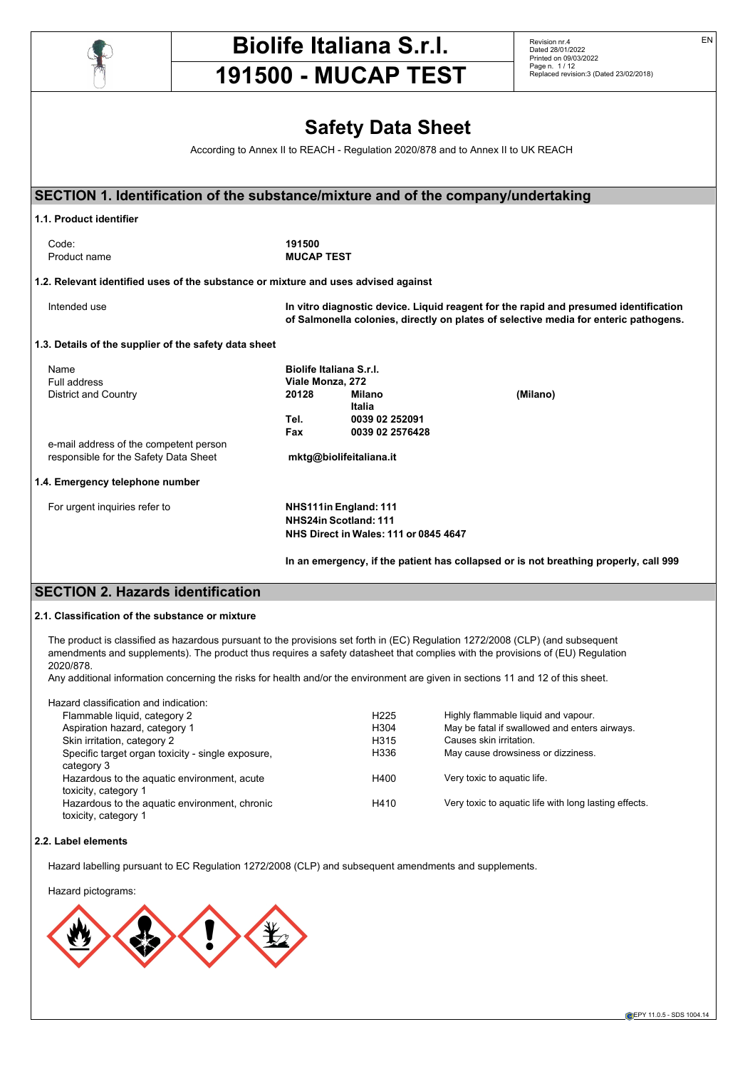# Biolife Italiana S.r.l.

# 191500 - MUCAP TEST

Revision nr.4
Dated 28/01/2022
Printed on 09/03/2022
Replaced revision:3 (Dated 23/02/2018)

EN

# Safety Data Sheet

According to Annex II to REACH - Regulation 2020/878 and to Annex II to UK REACH

## SECTION 1. Identification of the substance/mixture and of the company/undertaking

### 1.1. Product identifier

| | |
|---|---|
| Code: | **191500** |
| Product name | **MUCAP TEST** |

### 1.2. Relevant identified uses of the substance or mixture and uses advised against

| | |
|---|---|
| Intended use | **In vitro diagnostic device. Liquid reagent for the rapid and presumed identification of Salmonella colonies, directly on plates of selective media for enteric pathogens.** |

### 1.3. Details of the supplier of the safety data sheet

| | | | |
|---|---|---|---|
| Name | **Biolife Italiana S.r.l.** | | |
| Full address | **Viale Monza, 272** | | |
| District and Country | **20128** | **Milano Italia** | **(Milano)** |
| | **Tel.** | **0039 02 252091** | |
| | **Fax** | **0039 02 2576428** | |
| e-mail address of the competent person responsible for the Safety Data Sheet | **mktg@biolifeitaliana.it** | | |

### 1.4. Emergency telephone number

For urgent inquiries refer to

**NHS111in England: 111**
**NHS24in Scotland: 111**
**NHS Direct in Wales: 111 or 0845 4647**

**In an emergency, if the patient has collapsed or is not breathing properly, call 999**

## SECTION 2. Hazards identification

### 2.1. Classification of the substance or mixture

The product is classified as hazardous pursuant to the provisions set forth in (EC) Regulation 1272/2008 (CLP) (and subsequent amendments and supplements). The product thus requires a safety datasheet that complies with the provisions of (EU) Regulation 2020/878.
Any additional information concerning the risks for health and/or the environment are given in sections 11 and 12 of this sheet.

Hazard classification and indication:

| | | |
|---|---|---|
| Flammable liquid, category 2 | H225 | Highly flammable liquid and vapour. |
| Aspiration hazard, category 1 | H304 | May be fatal if swallowed and enters airways. |
| Skin irritation, category 2 | H315 | Causes skin irritation. |
| Specific target organ toxicity - single exposure, category 3 | H336 | May cause drowsiness or dizziness. |
| Hazardous to the aquatic environment, acute toxicity, category 1 | H400 | Very toxic to aquatic life. |
| Hazardous to the aquatic environment, chronic toxicity, category 1 | H410 | Very toxic to aquatic life with long lasting effects. |

### 2.2. Label elements

Hazard labelling pursuant to EC Regulation 1272/2008 (CLP) and subsequent amendments and supplements.

Hazard pictograms: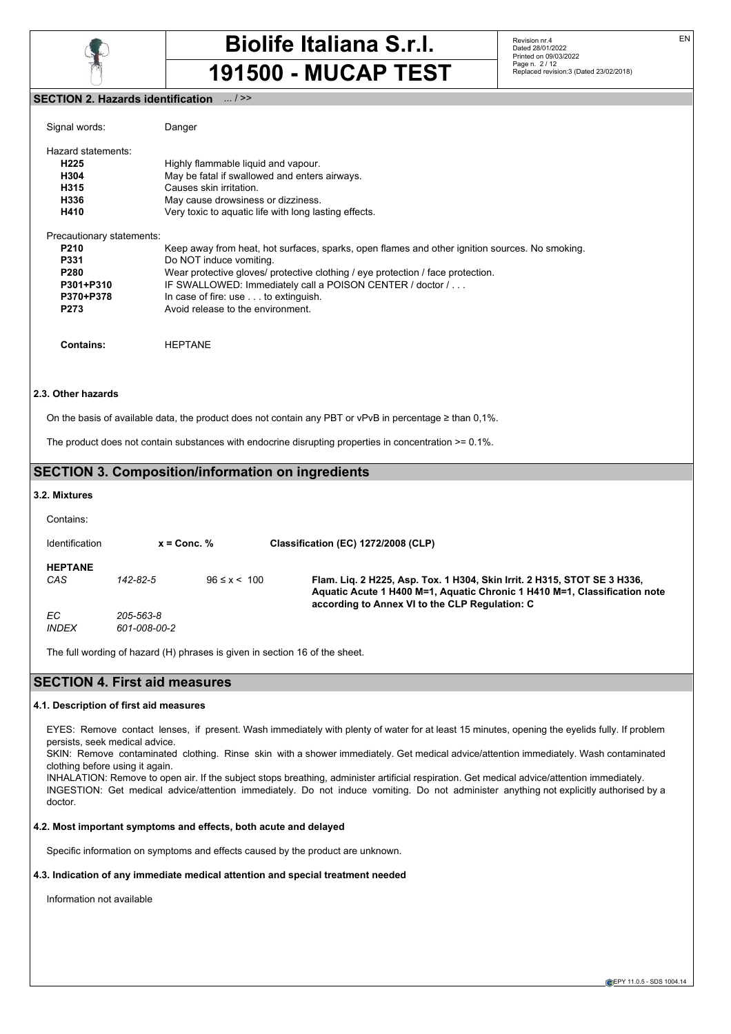## SECTION 2. Hazards identification ... / >>

Signal words: Danger

Hazard statements:

| | |
|---|---|
| **H225** | Highly flammable liquid and vapour. |
| **H304** | May be fatal if swallowed and enters airways. |
| **H315** | Causes skin irritation. |
| **H336** | May cause drowsiness or dizziness. |
| **H410** | Very toxic to aquatic life with long lasting effects. |

Precautionary statements:

| | |
|---|---|
| **P210** | Keep away from heat, hot surfaces, sparks, open flames and other ignition sources. No smoking. |
| **P331** | Do NOT induce vomiting. |
| **P280** | Wear protective gloves/ protective clothing / eye protection / face protection. |
| **P301+P310** | IF SWALLOWED: Immediately call a POISON CENTER / doctor / . . . |
| **P370+P378** | In case of fire: use . . . to extinguish. |
| **P273** | Avoid release to the environment. |

**Contains:** HEPTANE

### 2.3. Other hazards

On the basis of available data, the product does not contain any PBT or vPvB in percentage ≥ than 0,1%.

The product does not contain substances with endocrine disrupting properties in concentration >= 0.1%.

## SECTION 3. Composition/information on ingredients

### 3.2. Mixtures

Contains:

| Identification | | x = Conc. % | Classification (EC) 1272/2008 (CLP) |
|---|---|---|---|
| **HEPTANE** | | | |
| *CAS* | *142-82-5* | 96 ≤ x < 100 | **Flam. Liq. 2 H225, Asp. Tox. 1 H304, Skin Irrit. 2 H315, STOT SE 3 H336, Aquatic Acute 1 H400 M=1, Aquatic Chronic 1 H410 M=1, Classification note according to Annex VI to the CLP Regulation: C** |
| *EC* | *205-563-8* | | |
| *INDEX* | *601-008-00-2* | | |

The full wording of hazard (H) phrases is given in section 16 of the sheet.

## SECTION 4. First aid measures

### 4.1. Description of first aid measures

EYES: Remove contact lenses, if present. Wash immediately with plenty of water for at least 15 minutes, opening the eyelids fully. If problem persists, seek medical advice.
SKIN: Remove contaminated clothing. Rinse skin with a shower immediately. Get medical advice/attention immediately. Wash contaminated clothing before using it again.
INHALATION: Remove to open air. If the subject stops breathing, administer artificial respiration. Get medical advice/attention immediately.
INGESTION: Get medical advice/attention immediately. Do not induce vomiting. Do not administer anything not explicitly authorised by a doctor.

### 4.2. Most important symptoms and effects, both acute and delayed

Specific information on symptoms and effects caused by the product are unknown.

### 4.3. Indication of any immediate medical attention and special treatment needed

Information not available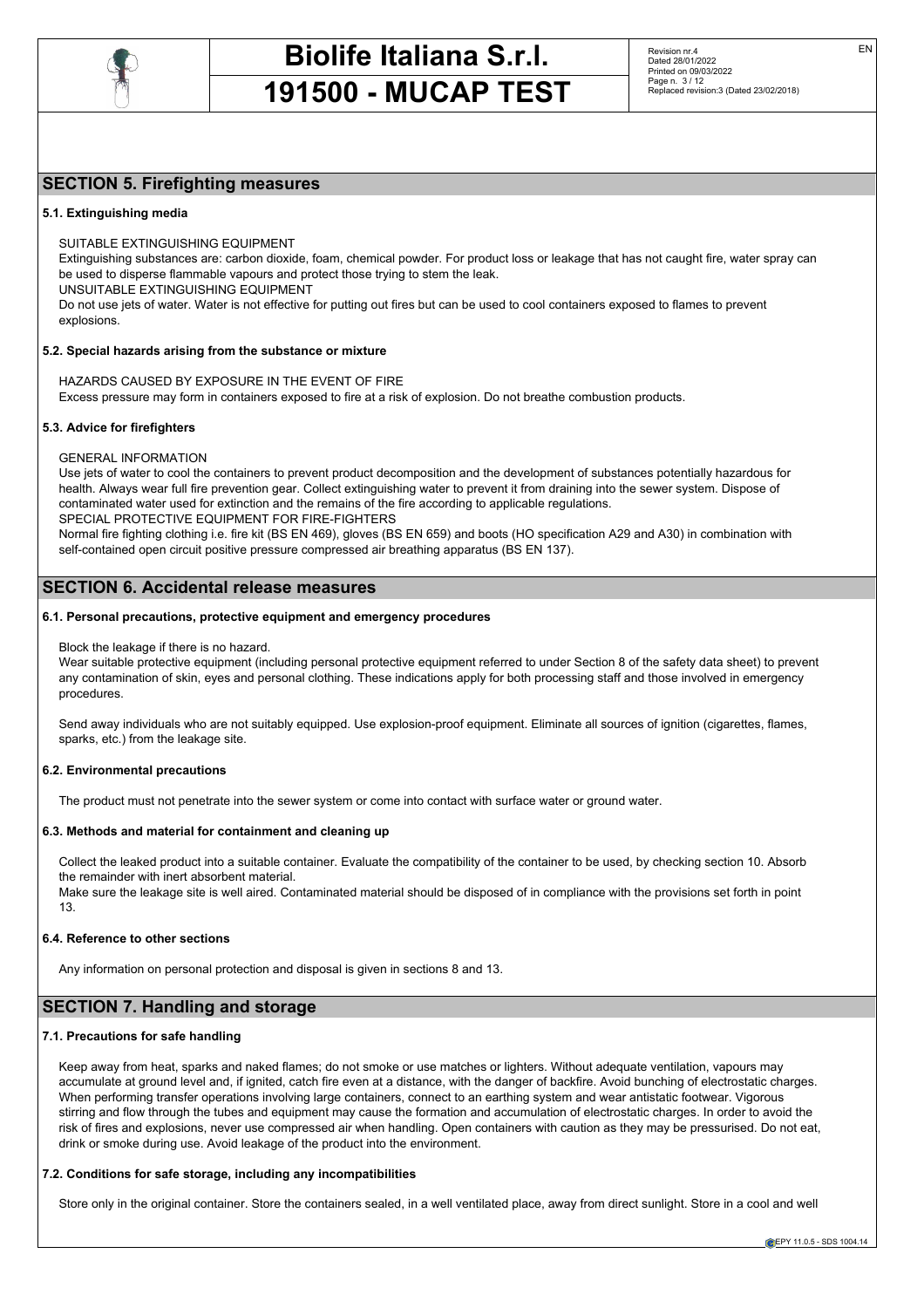## SECTION 5. Firefighting measures

**5.1. Extinguishing media**

SUITABLE EXTINGUISHING EQUIPMENT
Extinguishing substances are: carbon dioxide, foam, chemical powder. For product loss or leakage that has not caught fire, water spray can be used to disperse flammable vapours and protect those trying to stem the leak.
UNSUITABLE EXTINGUISHING EQUIPMENT
Do not use jets of water. Water is not effective for putting out fires but can be used to cool containers exposed to flames to prevent explosions.

**5.2. Special hazards arising from the substance or mixture**

HAZARDS CAUSED BY EXPOSURE IN THE EVENT OF FIRE
Excess pressure may form in containers exposed to fire at a risk of explosion. Do not breathe combustion products.

**5.3. Advice for firefighters**

GENERAL INFORMATION
Use jets of water to cool the containers to prevent product decomposition and the development of substances potentially hazardous for health. Always wear full fire prevention gear. Collect extinguishing water to prevent it from draining into the sewer system. Dispose of contaminated water used for extinction and the remains of the fire according to applicable regulations.
SPECIAL PROTECTIVE EQUIPMENT FOR FIRE-FIGHTERS
Normal fire fighting clothing i.e. fire kit (BS EN 469), gloves (BS EN 659) and boots (HO specification A29 and A30) in combination with self-contained open circuit positive pressure compressed air breathing apparatus (BS EN 137).

## SECTION 6. Accidental release measures

**6.1. Personal precautions, protective equipment and emergency procedures**

Block the leakage if there is no hazard.
Wear suitable protective equipment (including personal protective equipment referred to under Section 8 of the safety data sheet) to prevent any contamination of skin, eyes and personal clothing. These indications apply for both processing staff and those involved in emergency procedures.

Send away individuals who are not suitably equipped. Use explosion-proof equipment. Eliminate all sources of ignition (cigarettes, flames, sparks, etc.) from the leakage site.

**6.2. Environmental precautions**

The product must not penetrate into the sewer system or come into contact with surface water or ground water.

**6.3. Methods and material for containment and cleaning up**

Collect the leaked product into a suitable container. Evaluate the compatibility of the container to be used, by checking section 10. Absorb the remainder with inert absorbent material.
Make sure the leakage site is well aired. Contaminated material should be disposed of in compliance with the provisions set forth in point 13.

**6.4. Reference to other sections**

Any information on personal protection and disposal is given in sections 8 and 13.

## SECTION 7. Handling and storage

**7.1. Precautions for safe handling**

Keep away from heat, sparks and naked flames; do not smoke or use matches or lighters. Without adequate ventilation, vapours may accumulate at ground level and, if ignited, catch fire even at a distance, with the danger of backfire. Avoid bunching of electrostatic charges. When performing transfer operations involving large containers, connect to an earthing system and wear antistatic footwear. Vigorous stirring and flow through the tubes and equipment may cause the formation and accumulation of electrostatic charges. In order to avoid the risk of fires and explosions, never use compressed air when handling. Open containers with caution as they may be pressurised. Do not eat, drink or smoke during use. Avoid leakage of the product into the environment.

**7.2. Conditions for safe storage, including any incompatibilities**

Store only in the original container. Store the containers sealed, in a well ventilated place, away from direct sunlight. Store in a cool and well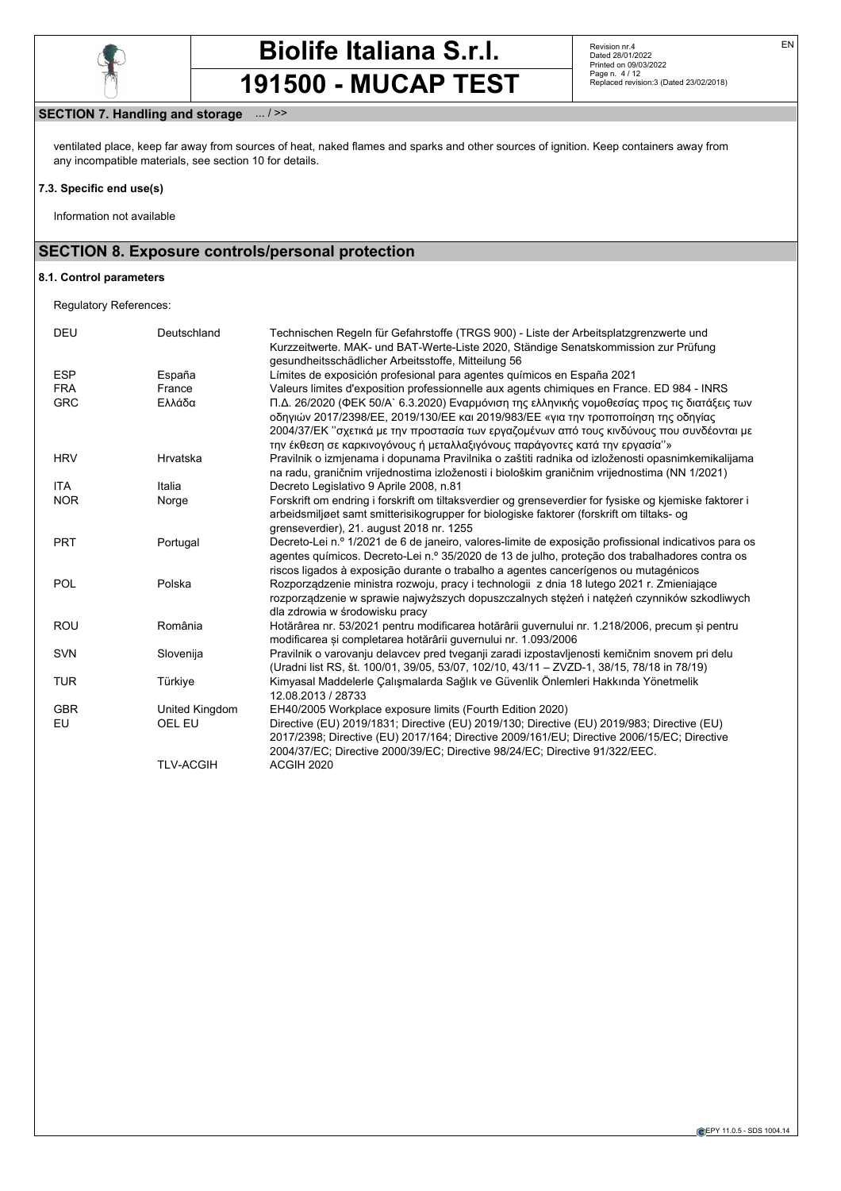## SECTION 7. Handling and storage ... / >>

ventilated place, keep far away from sources of heat, naked flames and sparks and other sources of ignition. Keep containers away from any incompatible materials, see section 10 for details.

### 7.3. Specific end use(s)

Information not available

## SECTION 8. Exposure controls/personal protection

### 8.1. Control parameters

Regulatory References:

| | | |
|---|---|---|
| DEU | Deutschland | Technischen Regeln für Gefahrstoffe (TRGS 900) - Liste der Arbeitsplatzgrenzwerte und Kurzzeitwerte. MAK- und BAT-Werte-Liste 2020, Ständige Senatskommission zur Prüfung gesundheitsschädlicher Arbeitsstoffe, Mitteilung 56 |
| ESP | España | Límites de exposición profesional para agentes químicos en España 2021 |
| FRA | France | Valeurs limites d'exposition professionnelle aux agents chimiques en France. ED 984 - INRS |
| GRC | Ελλάδα | Π.Δ. 26/2020 (ΦΕΚ 50/Α` 6.3.2020) Εναρμόνιση της ελληνικής νομοθεσίας προς τις διατάξεις των οδηγιών 2017/2398/ΕΕ, 2019/130/ΕΕ και 2019/983/ΕΕ «για την τροποποίηση της οδηγίας 2004/37/ΕΚ ''σχετικά με την προστασία των εργαζομένων από τους κινδύνους που συνδέονται με την έκθεση σε καρκινογόνους ή μεταλλαξιγόνους παράγοντες κατά την εργασία''» |
| HRV | Hrvatska | Pravilnik o izmjenama i dopunama Pravilnika o zaštiti radnika od izloženosti opasnimkemikalijama na radu, graničnim vrijednostima izloženosti i biološkim graničnim vrijednostima (NN 1/2021) |
| ITA | Italia | Decreto Legislativo 9 Aprile 2008, n.81 |
| NOR | Norge | Forskrift om endring i forskrift om tiltaksverdier og grenseverdier for fysiske og kjemiske faktorer i arbeidsmiljøet samt smitterisikogrupper for biologiske faktorer (forskrift om tiltaks- og grenseverdier), 21. august 2018 nr. 1255 |
| PRT | Portugal | Decreto-Lei n.º 1/2021 de 6 de janeiro, valores-limite de exposição profissional indicativos para os agentes químicos. Decreto-Lei n.º 35/2020 de 13 de julho, proteção dos trabalhadores contra os riscos ligados à exposição durante o trabalho a agentes cancerígenos ou mutagénicos |
| POL | Polska | Rozporządzenie ministra rozwoju, pracy i technologii z dnia 18 lutego 2021 r. Zmieniające rozporządzenie w sprawie najwyższych dopuszczalnych stężeń i natężeń czynników szkodliwych dla zdrowia w środowisku pracy |
| ROU | România | Hotărârea nr. 53/2021 pentru modificarea hotărârii guvernului nr. 1.218/2006, precum și pentru modificarea și completarea hotărârii guvernului nr. 1.093/2006 |
| SVN | Slovenija | Pravilnik o varovanju delavcev pred tveganji zaradi izpostavljenosti kemičnim snovem pri delu (Uradni list RS, št. 100/01, 39/05, 53/07, 102/10, 43/11 – ZVZD-1, 38/15, 78/18 in 78/19) |
| TUR | Türkiye | Kimyasal Maddelerle Çalışmalarda Sağlık ve Güvenlik Önlemleri Hakkında Yönetmelik 12.08.2013 / 28733 |
| GBR | United Kingdom | EH40/2005 Workplace exposure limits (Fourth Edition 2020) |
| EU | OEL EU | Directive (EU) 2019/1831; Directive (EU) 2019/130; Directive (EU) 2019/983; Directive (EU) 2017/2398; Directive (EU) 2017/164; Directive 2009/161/EU; Directive 2006/15/EC; Directive 2004/37/EC; Directive 2000/39/EC; Directive 98/24/EC; Directive 91/322/EEC. |
| | TLV-ACGIH | ACGIH 2020 |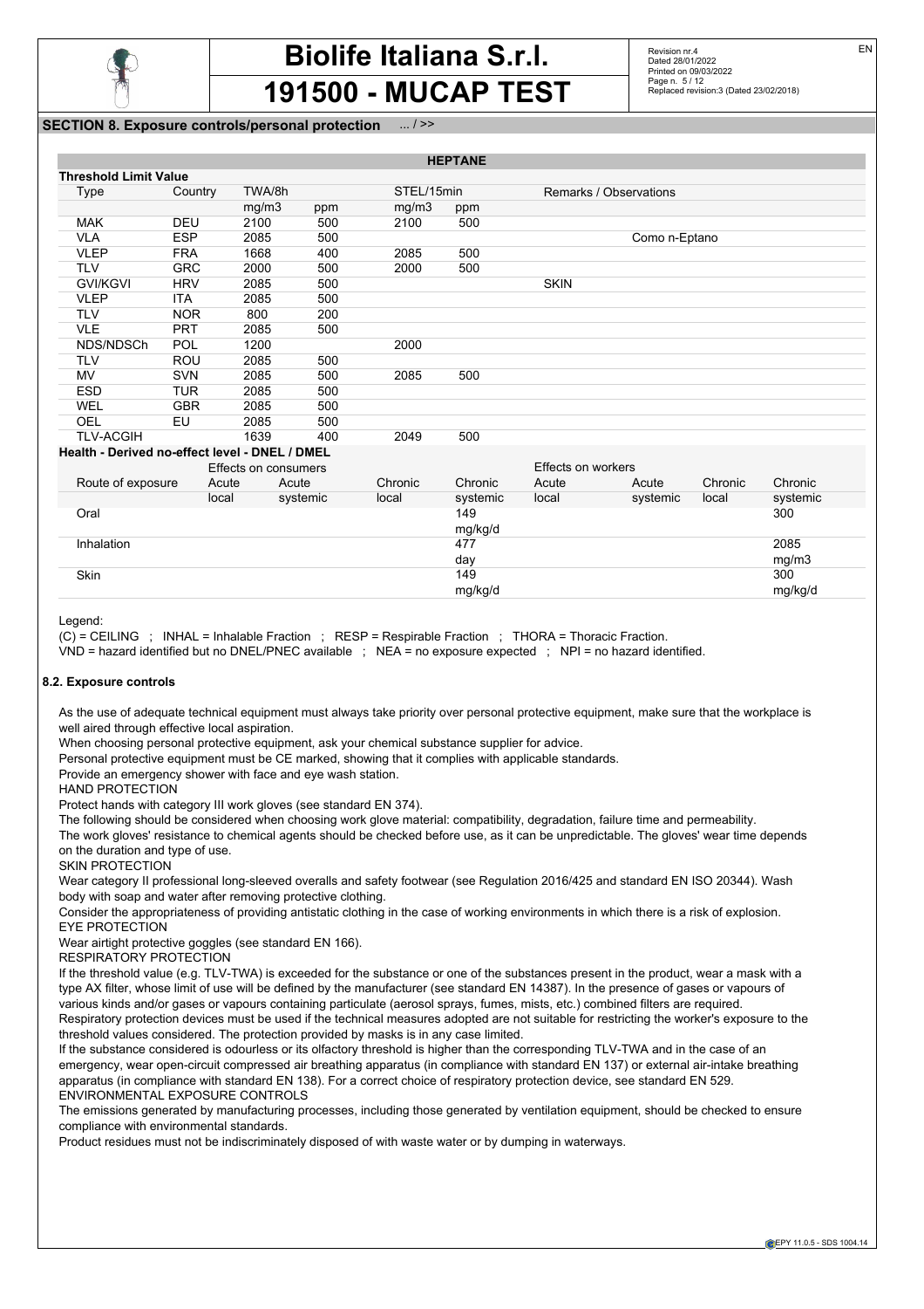## SECTION 8. Exposure controls/personal protection ... / >>

**HEPTANE**

**Threshold Limit Value**

| Type | Country | TWA/8h | | STEL/15min | | Remarks / Observations |
|---|---|---|---|---|---|---|
| | | mg/m3 | ppm | mg/m3 | ppm | |
| MAK | DEU | 2100 | 500 | 2100 | 500 | |
| VLA | ESP | 2085 | 500 | | | Como n-Eptano |
| VLEP | FRA | 1668 | 400 | 2085 | 500 | |
| TLV | GRC | 2000 | 500 | 2000 | 500 | |
| GVI/KGVI | HRV | 2085 | 500 | | | SKIN |
| VLEP | ITA | 2085 | 500 | | | |
| TLV | NOR | 800 | 200 | | | |
| VLE | PRT | 2085 | 500 | | | |
| NDS/NDSCh | POL | 1200 | | 2000 | | |
| TLV | ROU | 2085 | 500 | | | |
| MV | SVN | 2085 | 500 | 2085 | 500 | |
| ESD | TUR | 2085 | 500 | | | |
| WEL | GBR | 2085 | 500 | | | |
| OEL | EU | 2085 | 500 | | | |
| TLV-ACGIH | | 1639 | 400 | 2049 | 500 | |

**Health - Derived no-effect level - DNEL / DMEL**

| | Effects on consumers | | | | Effects on workers | | | |
|---|---|---|---|---|---|---|---|---|
| Route of exposure | Acute local | Acute systemic | Chronic local | Chronic systemic | Acute local | Acute systemic | Chronic local | Chronic systemic |
| Oral | | | | 149 mg/kg/d | | | | 300 |
| Inhalation | | | | 477 day | | | | 2085 mg/m3 |
| Skin | | | | 149 mg/kg/d | | | | 300 mg/kg/d |

Legend:

(C) = CEILING ; INHAL = Inhalable Fraction ; RESP = Respirable Fraction ; THORA = Thoracic Fraction.
VND = hazard identified but no DNEL/PNEC available ; NEA = no exposure expected ; NPI = no hazard identified.

### 8.2. Exposure controls

As the use of adequate technical equipment must always take priority over personal protective equipment, make sure that the workplace is well aired through effective local aspiration.
When choosing personal protective equipment, ask your chemical substance supplier for advice.
Personal protective equipment must be CE marked, showing that it complies with applicable standards.
Provide an emergency shower with face and eye wash station.

HAND PROTECTION

Protect hands with category III work gloves (see standard EN 374).
The following should be considered when choosing work glove material: compatibility, degradation, failure time and permeability.
The work gloves' resistance to chemical agents should be checked before use, as it can be unpredictable. The gloves' wear time depends on the duration and type of use.

SKIN PROTECTION

Wear category II professional long-sleeved overalls and safety footwear (see Regulation 2016/425 and standard EN ISO 20344). Wash body with soap and water after removing protective clothing.
Consider the appropriateness of providing antistatic clothing in the case of working environments in which there is a risk of explosion.

EYE PROTECTION

Wear airtight protective goggles (see standard EN 166).

RESPIRATORY PROTECTION

If the threshold value (e.g. TLV-TWA) is exceeded for the substance or one of the substances present in the product, wear a mask with a type AX filter, whose limit of use will be defined by the manufacturer (see standard EN 14387). In the presence of gases or vapours of various kinds and/or gases or vapours containing particulate (aerosol sprays, fumes, mists, etc.) combined filters are required.
Respiratory protection devices must be used if the technical measures adopted are not suitable for restricting the worker's exposure to the threshold values considered. The protection provided by masks is in any case limited.
If the substance considered is odourless or its olfactory threshold is higher than the corresponding TLV-TWA and in the case of an emergency, wear open-circuit compressed air breathing apparatus (in compliance with standard EN 137) or external air-intake breathing apparatus (in compliance with standard EN 138). For a correct choice of respiratory protection device, see standard EN 529.

ENVIRONMENTAL EXPOSURE CONTROLS

The emissions generated by manufacturing processes, including those generated by ventilation equipment, should be checked to ensure compliance with environmental standards.
Product residues must not be indiscriminately disposed of with waste water or by dumping in waterways.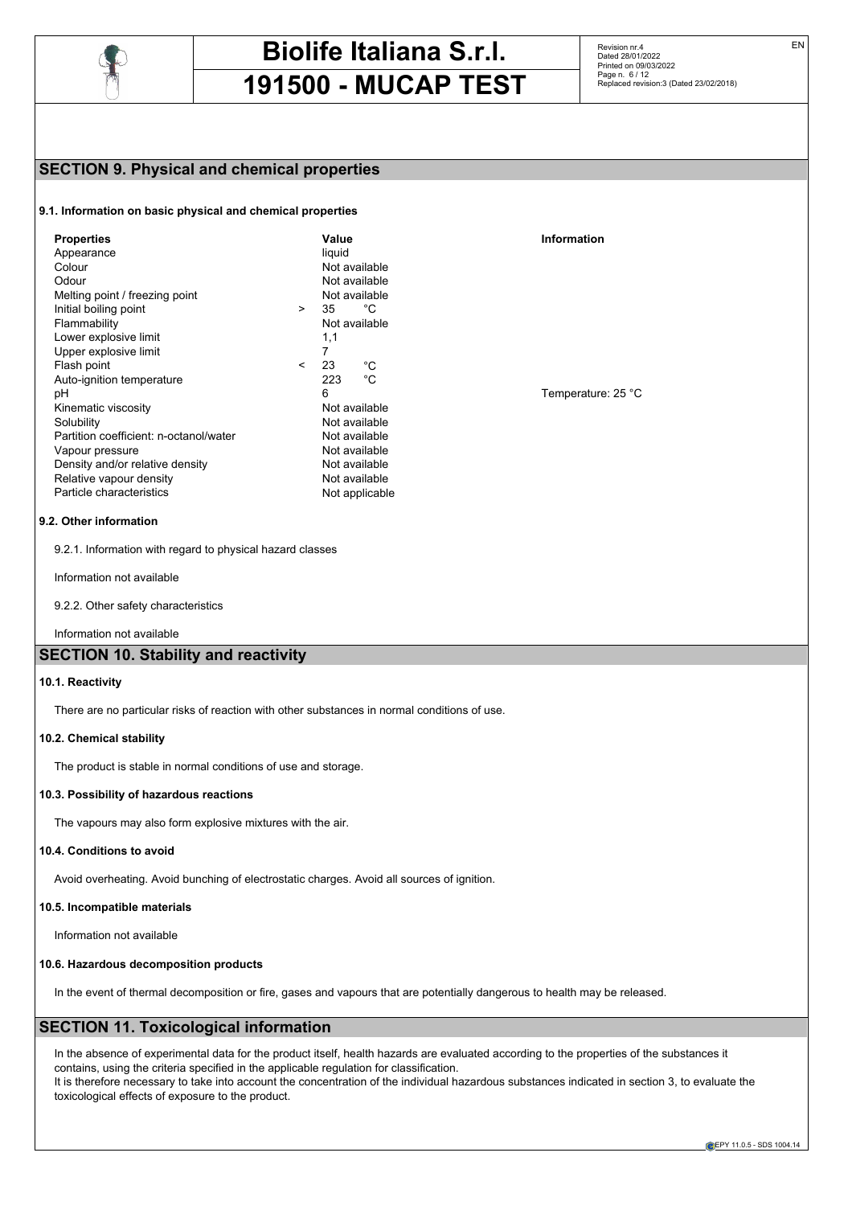## SECTION 9. Physical and chemical properties

### 9.1. Information on basic physical and chemical properties

| Properties | Value | Information |
|---|---|---|
| Appearance | liquid | |
| Colour | Not available | |
| Odour | Not available | |
| Melting point / freezing point | Not available | |
| Initial boiling point | > 35 °C | |
| Flammability | Not available | |
| Lower explosive limit | 1,1 | |
| Upper explosive limit | 7 | |
| Flash point | < 23 °C | |
| Auto-ignition temperature | 223 °C | |
| pH | 6 | Temperature: 25 °C |
| Kinematic viscosity | Not available | |
| Solubility | Not available | |
| Partition coefficient: n-octanol/water | Not available | |
| Vapour pressure | Not available | |
| Density and/or relative density | Not available | |
| Relative vapour density | Not available | |
| Particle characteristics | Not applicable | |

### 9.2. Other information

9.2.1. Information with regard to physical hazard classes

Information not available

9.2.2. Other safety characteristics

Information not available

## SECTION 10. Stability and reactivity

### 10.1. Reactivity

There are no particular risks of reaction with other substances in normal conditions of use.

### 10.2. Chemical stability

The product is stable in normal conditions of use and storage.

### 10.3. Possibility of hazardous reactions

The vapours may also form explosive mixtures with the air.

### 10.4. Conditions to avoid

Avoid overheating. Avoid bunching of electrostatic charges. Avoid all sources of ignition.

### 10.5. Incompatible materials

Information not available

### 10.6. Hazardous decomposition products

In the event of thermal decomposition or fire, gases and vapours that are potentially dangerous to health may be released.

## SECTION 11. Toxicological information

In the absence of experimental data for the product itself, health hazards are evaluated according to the properties of the substances it contains, using the criteria specified in the applicable regulation for classification.
It is therefore necessary to take into account the concentration of the individual hazardous substances indicated in section 3, to evaluate the toxicological effects of exposure to the product.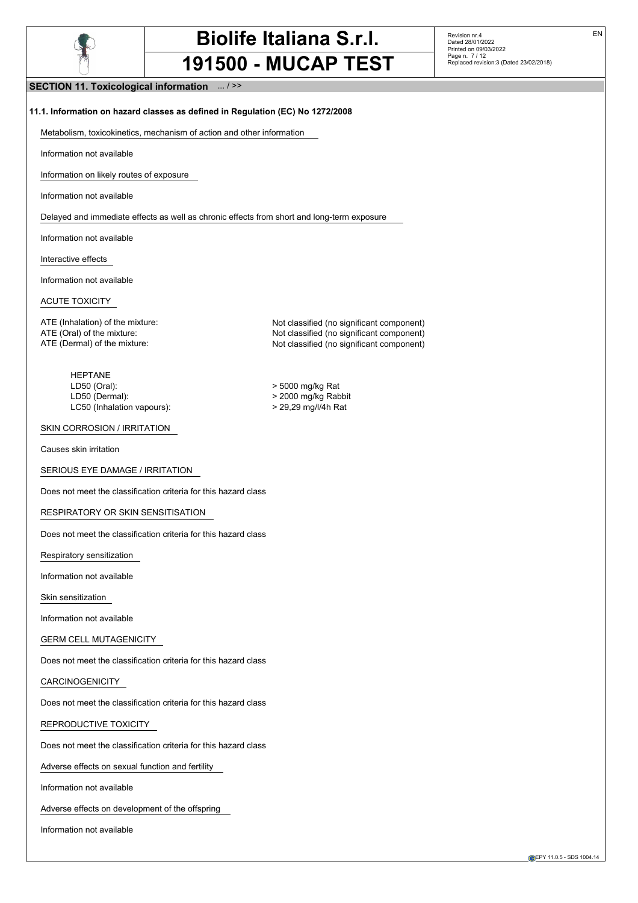## SECTION 11. Toxicological information ... / >>

### 11.1. Information on hazard classes as defined in Regulation (EC) No 1272/2008

Metabolism, toxicokinetics, mechanism of action and other information

Information not available

Information on likely routes of exposure

Information not available

Delayed and immediate effects as well as chronic effects from short and long-term exposure

Information not available

Interactive effects

Information not available

ACUTE TOXICITY

| | |
|---|---|
| ATE (Inhalation) of the mixture: | Not classified (no significant component) |
| ATE (Oral) of the mixture: | Not classified (no significant component) |
| ATE (Dermal) of the mixture: | Not classified (no significant component) |

HEPTANE

| | |
|---|---|
| LD50 (Oral): | > 5000 mg/kg Rat |
| LD50 (Dermal): | > 2000 mg/kg Rabbit |
| LC50 (Inhalation vapours): | > 29,29 mg/l/4h Rat |

SKIN CORROSION / IRRITATION

Causes skin irritation

SERIOUS EYE DAMAGE / IRRITATION

Does not meet the classification criteria for this hazard class

RESPIRATORY OR SKIN SENSITISATION

Does not meet the classification criteria for this hazard class

Respiratory sensitization

Information not available

Skin sensitization

Information not available

GERM CELL MUTAGENICITY

Does not meet the classification criteria for this hazard class

CARCINOGENICITY

Does not meet the classification criteria for this hazard class

REPRODUCTIVE TOXICITY

Does not meet the classification criteria for this hazard class

Adverse effects on sexual function and fertility

Information not available

Adverse effects on development of the offspring

Information not available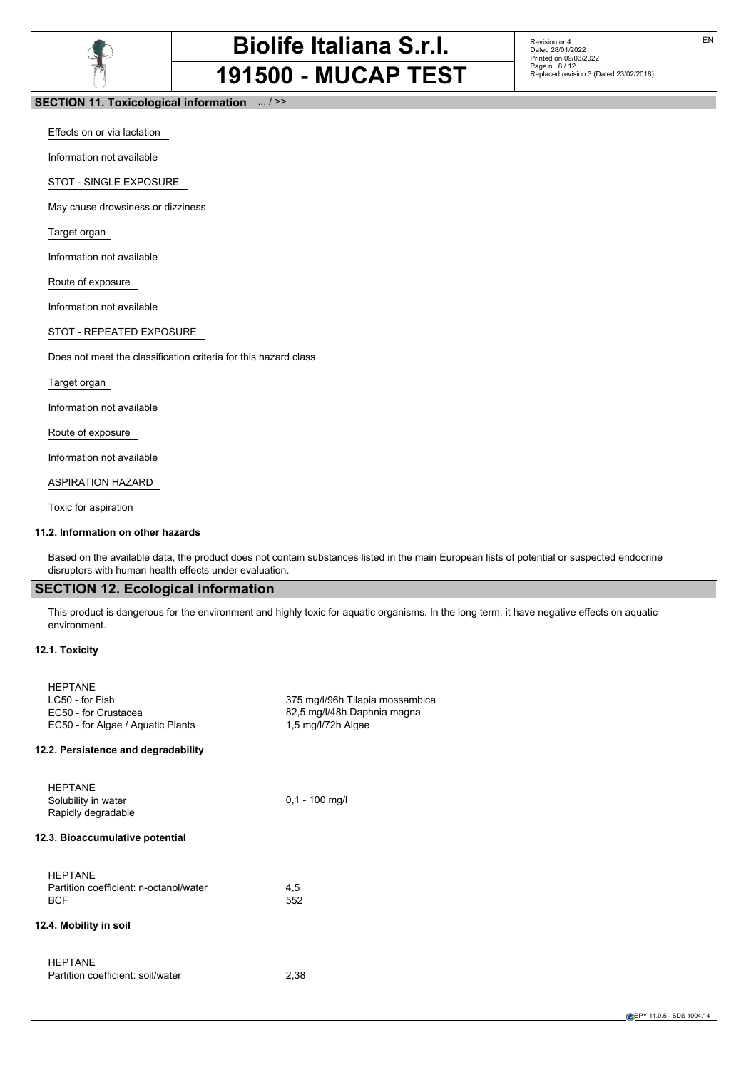## SECTION 11. Toxicological information ... / >>

Effects on or via lactation

Information not available

STOT - SINGLE EXPOSURE

May cause drowsiness or dizziness

Target organ

Information not available

Route of exposure

Information not available

STOT - REPEATED EXPOSURE

Does not meet the classification criteria for this hazard class

Target organ

Information not available

Route of exposure

Information not available

ASPIRATION HAZARD

Toxic for aspiration

### 11.2. Information on other hazards

Based on the available data, the product does not contain substances listed in the main European lists of potential or suspected endocrine disruptors with human health effects under evaluation.

## SECTION 12. Ecological information

This product is dangerous for the environment and highly toxic for aquatic organisms. In the long term, it have negative effects on aquatic environment.

### 12.1. Toxicity

| HEPTANE | |
|---|---|
| LC50 - for Fish | 375 mg/l/96h Tilapia mossambica |
| EC50 - for Crustacea | 82,5 mg/l/48h Daphnia magna |
| EC50 - for Algae / Aquatic Plants | 1,5 mg/l/72h Algae |

### 12.2. Persistence and degradability

| HEPTANE | |
|---|---|
| Solubility in water | 0,1 - 100 mg/l |
| Rapidly degradable | |

### 12.3. Bioaccumulative potential

| HEPTANE | |
|---|---|
| Partition coefficient: n-octanol/water | 4,5 |
| BCF | 552 |

### 12.4. Mobility in soil

| HEPTANE | |
|---|---|
| Partition coefficient: soil/water | 2,38 |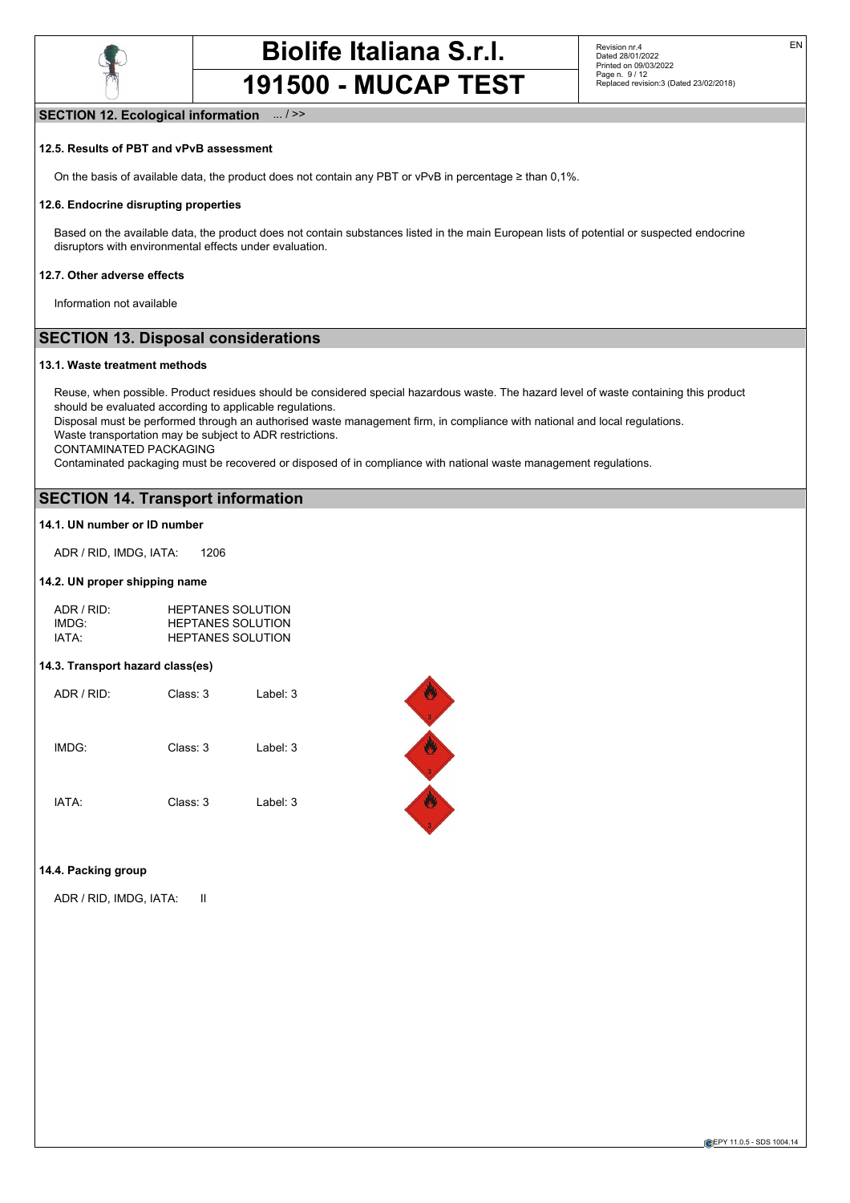## SECTION 12. Ecological information ... / >>

### 12.5. Results of PBT and vPvB assessment

On the basis of available data, the product does not contain any PBT or vPvB in percentage ≥ than 0,1%.

### 12.6. Endocrine disrupting properties

Based on the available data, the product does not contain substances listed in the main European lists of potential or suspected endocrine disruptors with environmental effects under evaluation.

### 12.7. Other adverse effects

Information not available

## SECTION 13. Disposal considerations

### 13.1. Waste treatment methods

Reuse, when possible. Product residues should be considered special hazardous waste. The hazard level of waste containing this product should be evaluated according to applicable regulations.
Disposal must be performed through an authorised waste management firm, in compliance with national and local regulations.
Waste transportation may be subject to ADR restrictions.
CONTAMINATED PACKAGING
Contaminated packaging must be recovered or disposed of in compliance with national waste management regulations.

## SECTION 14. Transport information

### 14.1. UN number or ID number

ADR / RID, IMDG, IATA: 1206

### 14.2. UN proper shipping name

| | |
|---|---|
| ADR / RID: | HEPTANES SOLUTION |
| IMDG: | HEPTANES SOLUTION |
| IATA: | HEPTANES SOLUTION |

### 14.3. Transport hazard class(es)

| | | |
|---|---|---|
| ADR / RID: | Class: 3 | Label: 3 |
| IMDG: | Class: 3 | Label: 3 |
| IATA: | Class: 3 | Label: 3 |

### 14.4. Packing group

ADR / RID, IMDG, IATA: II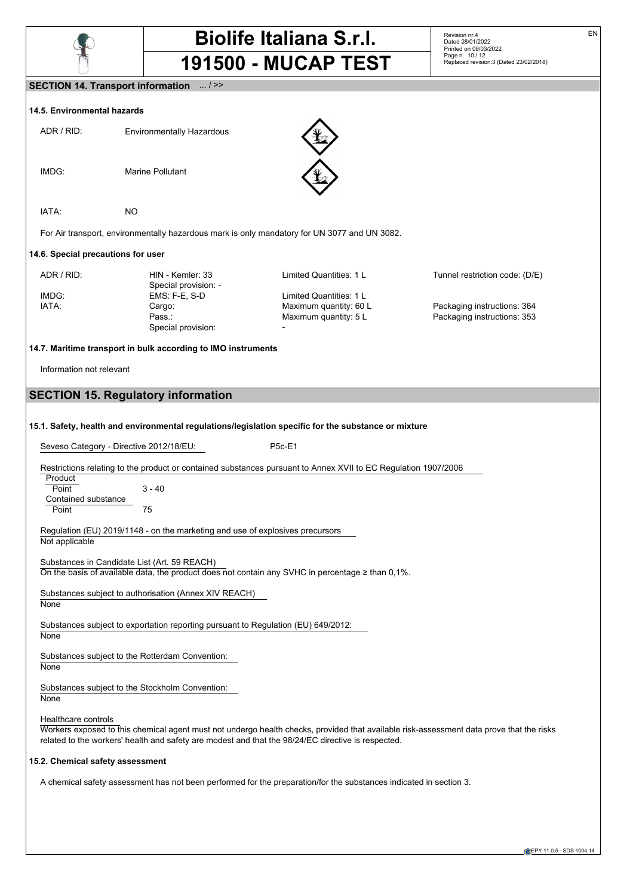## SECTION 14. Transport information ... / >>

### 14.5. Environmental hazards

| | | |
|---|---|---|
| ADR / RID: | Environmentally Hazardous | |
| IMDG: | Marine Pollutant | |
| IATA: | NO | |

For Air transport, environmentally hazardous mark is only mandatory for UN 3077 and UN 3082.

### 14.6. Special precautions for user

| | | | |
|---|---|---|---|
| ADR / RID: | HIN - Kemler: 33 | Limited Quantities: 1 L | Tunnel restriction code: (D/E) |
| | Special provision: - | | |
| IMDG: | EMS: F-E, S-D | Limited Quantities: 1 L | |
| IATA: | Cargo: | Maximum quantity: 60 L | Packaging instructions: 364 |
| | Pass.: | Maximum quantity: 5 L | Packaging instructions: 353 |
| | Special provision: | - | |

### 14.7. Maritime transport in bulk according to IMO instruments

Information not relevant

## SECTION 15. Regulatory information

### 15.1. Safety, health and environmental regulations/legislation specific for the substance or mixture

Seveso Category - Directive 2012/18/EU: P5c-E1

Restrictions relating to the product or contained substances pursuant to Annex XVII to EC Regulation 1907/2006

Product
Point 3 - 40
Contained substance
Point 75

Regulation (EU) 2019/1148 - on the marketing and use of explosives precursors
Not applicable

Substances in Candidate List (Art. 59 REACH)
On the basis of available data, the product does not contain any SVHC in percentage ≥ than 0,1%.

Substances subject to authorisation (Annex XIV REACH)
None

Substances subject to exportation reporting pursuant to Regulation (EU) 649/2012:
None

Substances subject to the Rotterdam Convention:
None

Substances subject to the Stockholm Convention:
None

Healthcare controls
Workers exposed to this chemical agent must not undergo health checks, provided that available risk-assessment data prove that the risks related to the workers' health and safety are modest and that the 98/24/EC directive is respected.

### 15.2. Chemical safety assessment

A chemical safety assessment has not been performed for the preparation/for the substances indicated in section 3.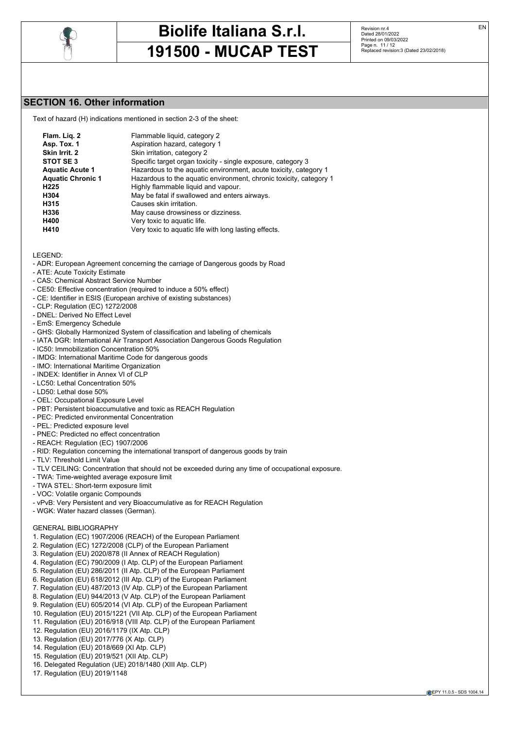## SECTION 16. Other information

Text of hazard (H) indications mentioned in section 2-3 of the sheet:

| | |
|---|---|
| **Flam. Liq. 2** | Flammable liquid, category 2 |
| **Asp. Tox. 1** | Aspiration hazard, category 1 |
| **Skin Irrit. 2** | Skin irritation, category 2 |
| **STOT SE 3** | Specific target organ toxicity - single exposure, category 3 |
| **Aquatic Acute 1** | Hazardous to the aquatic environment, acute toxicity, category 1 |
| **Aquatic Chronic 1** | Hazardous to the aquatic environment, chronic toxicity, category 1 |
| **H225** | Highly flammable liquid and vapour. |
| **H304** | May be fatal if swallowed and enters airways. |
| **H315** | Causes skin irritation. |
| **H336** | May cause drowsiness or dizziness. |
| **H400** | Very toxic to aquatic life. |
| **H410** | Very toxic to aquatic life with long lasting effects. |

LEGEND:
- ADR: European Agreement concerning the carriage of Dangerous goods by Road
- ATE: Acute Toxicity Estimate
- CAS: Chemical Abstract Service Number
- CE50: Effective concentration (required to induce a 50% effect)
- CE: Identifier in ESIS (European archive of existing substances)
- CLP: Regulation (EC) 1272/2008
- DNEL: Derived No Effect Level
- EmS: Emergency Schedule
- GHS: Globally Harmonized System of classification and labeling of chemicals
- IATA DGR: International Air Transport Association Dangerous Goods Regulation
- IC50: Immobilization Concentration 50%
- IMDG: International Maritime Code for dangerous goods
- IMO: International Maritime Organization
- INDEX: Identifier in Annex VI of CLP
- LC50: Lethal Concentration 50%
- LD50: Lethal dose 50%
- OEL: Occupational Exposure Level
- PBT: Persistent bioaccumulative and toxic as REACH Regulation
- PEC: Predicted environmental Concentration
- PEL: Predicted exposure level
- PNEC: Predicted no effect concentration
- REACH: Regulation (EC) 1907/2006
- RID: Regulation concerning the international transport of dangerous goods by train
- TLV: Threshold Limit Value
- TLV CEILING: Concentration that should not be exceeded during any time of occupational exposure.
- TWA: Time-weighted average exposure limit
- TWA STEL: Short-term exposure limit
- VOC: Volatile organic Compounds
- vPvB: Very Persistent and very Bioaccumulative as for REACH Regulation
- WGK: Water hazard classes (German).

GENERAL BIBLIOGRAPHY
1. Regulation (EC) 1907/2006 (REACH) of the European Parliament
2. Regulation (EC) 1272/2008 (CLP) of the European Parliament
3. Regulation (EU) 2020/878 (II Annex of REACH Regulation)
4. Regulation (EC) 790/2009 (I Atp. CLP) of the European Parliament
5. Regulation (EU) 286/2011 (II Atp. CLP) of the European Parliament
6. Regulation (EU) 618/2012 (III Atp. CLP) of the European Parliament
7. Regulation (EU) 487/2013 (IV Atp. CLP) of the European Parliament
8. Regulation (EU) 944/2013 (V Atp. CLP) of the European Parliament
9. Regulation (EU) 605/2014 (VI Atp. CLP) of the European Parliament
10. Regulation (EU) 2015/1221 (VII Atp. CLP) of the European Parliament
11. Regulation (EU) 2016/918 (VIII Atp. CLP) of the European Parliament
12. Regulation (EU) 2016/1179 (IX Atp. CLP)
13. Regulation (EU) 2017/776 (X Atp. CLP)
14. Regulation (EU) 2018/669 (XI Atp. CLP)
15. Regulation (EU) 2019/521 (XII Atp. CLP)
16. Delegated Regulation (UE) 2018/1480 (XIII Atp. CLP)
17. Regulation (EU) 2019/1148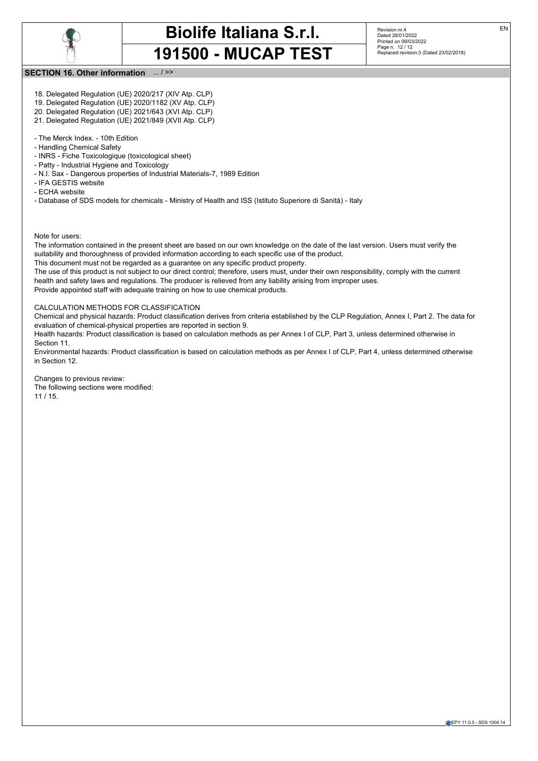## SECTION 16. Other information ... / >>

18. Delegated Regulation (UE) 2020/217 (XIV Atp. CLP)
19. Delegated Regulation (UE) 2020/1182 (XV Atp. CLP)
20. Delegated Regulation (UE) 2021/643 (XVI Atp. CLP)
21. Delegated Regulation (UE) 2021/849 (XVII Atp. CLP)

- The Merck Index. - 10th Edition
- Handling Chemical Safety
- INRS - Fiche Toxicologique (toxicological sheet)
- Patty - Industrial Hygiene and Toxicology
- N.I. Sax - Dangerous properties of Industrial Materials-7, 1989 Edition
- IFA GESTIS website
- ECHA website
- Database of SDS models for chemicals - Ministry of Health and ISS (Istituto Superiore di Sanità) - Italy

Note for users:
The information contained in the present sheet are based on our own knowledge on the date of the last version. Users must verify the suitability and thoroughness of provided information according to each specific use of the product.
This document must not be regarded as a guarantee on any specific product property.
The use of this product is not subject to our direct control; therefore, users must, under their own responsibility, comply with the current health and safety laws and regulations. The producer is relieved from any liability arising from improper uses.
Provide appointed staff with adequate training on how to use chemical products.

CALCULATION METHODS FOR CLASSIFICATION
Chemical and physical hazards: Product classification derives from criteria established by the CLP Regulation, Annex I, Part 2. The data for evaluation of chemical-physical properties are reported in section 9.
Health hazards: Product classification is based on calculation methods as per Annex I of CLP, Part 3, unless determined otherwise in Section 11.
Environmental hazards: Product classification is based on calculation methods as per Annex I of CLP, Part 4, unless determined otherwise in Section 12.

Changes to previous review:
The following sections were modified:
11 / 15.